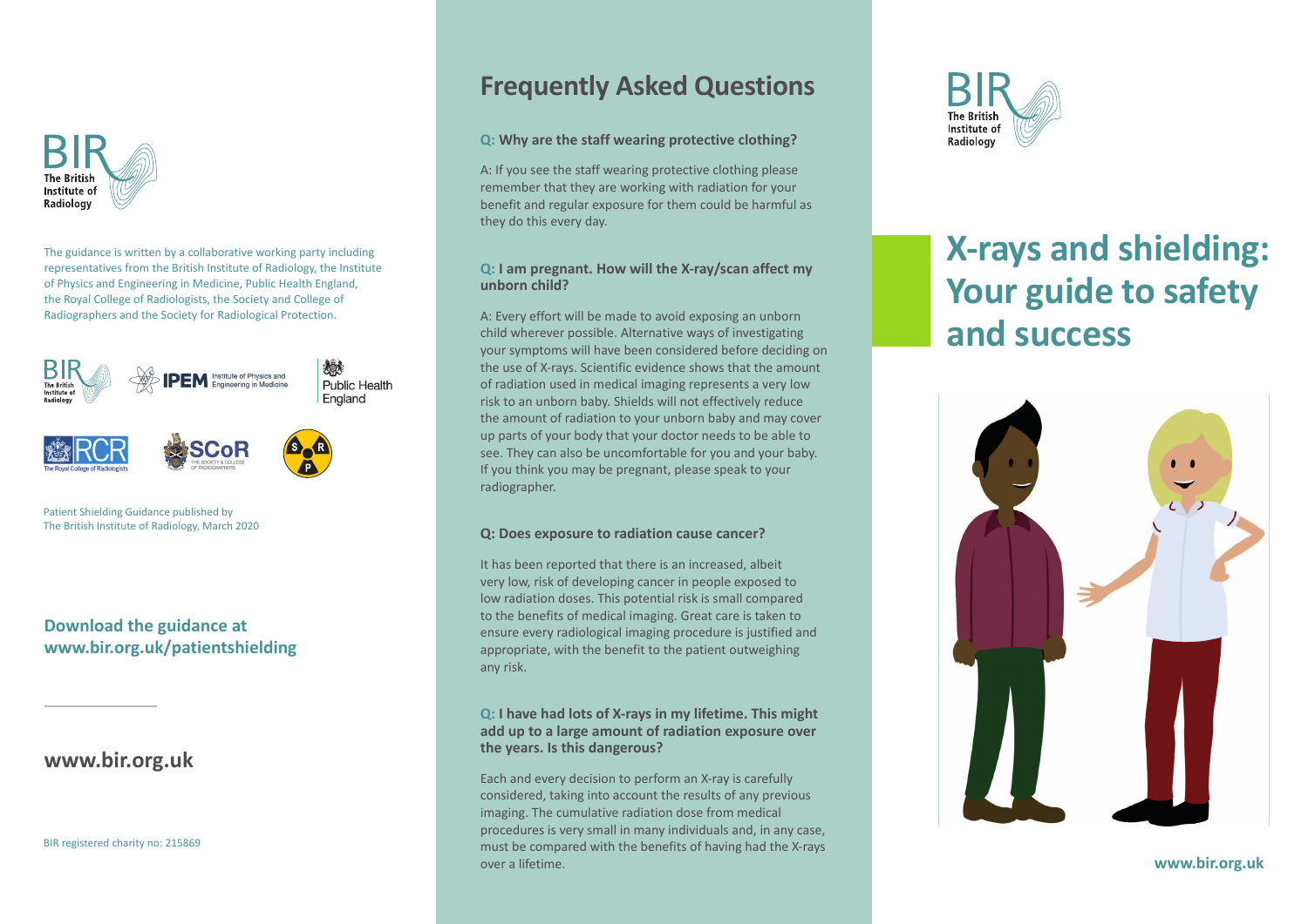The guidance is written by a collaborative working party including representatives from the British Institute of Radiology, the Institute of Physics and Engineering in Medicine, Public Health England, the Royal College of Radiologists, the Society and College of Radiographers and the Society for Radiological Protection.

Patient Shielding Guidance published by The British Institute of Radiology, March 2020

**Download the guidance at www.bir.org.uk/patientshielding**

**www.bir.org.uk**

BIR registered charity no: 215869

## Frequently Asked Questions

**Q: Why are the staff wearing protective clothing?**

A: If you see the staff wearing protective clothing please remember that they are working with radiation for your benefit and regular exposure for them could be harmful as they do this every day.

**Q: I am pregnant. How will the X-ray/scan affect my unborn child?**

A: Every effort will be made to avoid exposing an unborn child wherever possible. Alternative ways of investigating your symptoms will have been considered before deciding on the use of X-rays. Scientific evidence shows that the amount of radiation used in medical imaging represents a very low risk to an unborn baby. Shields will not effectively reduce the amount of radiation to your unborn baby and may cover up parts of your body that your doctor needs to be able to see. They can also be uncomfortable for you and your baby. If you think you may be pregnant, please speak to your radiographer.

**Q: Does exposure to radiation cause cancer?**

It has been reported that there is an increased, albeit very low, risk of developing cancer in people exposed to low radiation doses. This potential risk is small compared to the benefits of medical imaging. Great care is taken to ensure every radiological imaging procedure is justified and appropriate, with the benefit to the patient outweighing any risk.

**Q: I have had lots of X-rays in my lifetime. This might add up to a large amount of radiation exposure over the years. Is this dangerous?**

Each and every decision to perform an X-ray is carefully considered, taking into account the results of any previous imaging. The cumulative radiation dose from medical procedures is very small in many individuals and, in any case, must be compared with the benefits of having had the X-rays over a lifetime.

# X-rays and shielding: Your guide to safety and success

**www.bir.org.uk**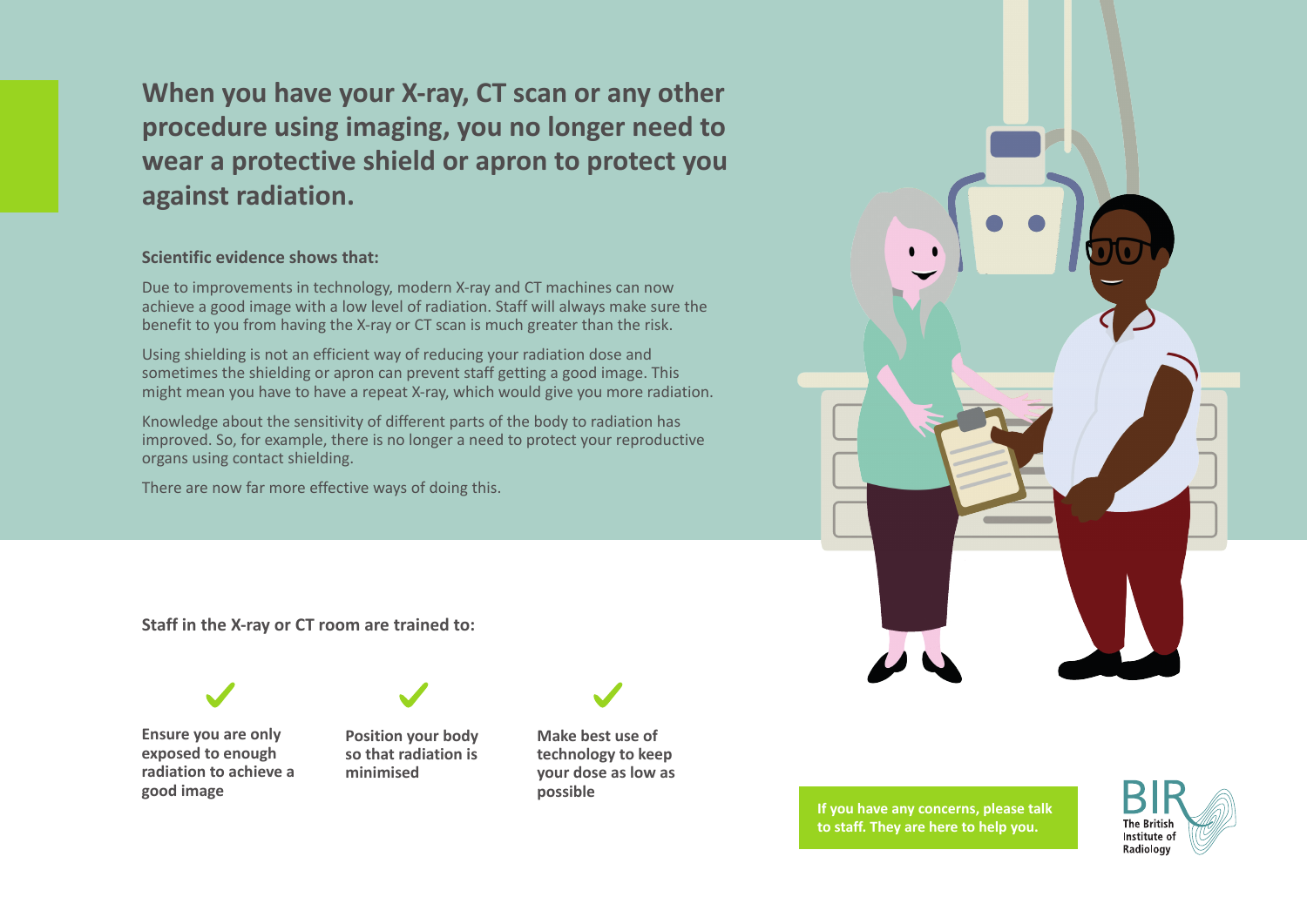## When you have your X-ray, CT scan or any other procedure using imaging, you no longer need to wear a protective shield or apron to protect you against radiation.

**Scientific evidence shows that:**

Due to improvements in technology, modern X-ray and CT machines can now achieve a good image with a low level of radiation. Staff will always make sure the benefit to you from having the X-ray or CT scan is much greater than the risk.

Using shielding is not an efficient way of reducing your radiation dose and sometimes the shielding or apron can prevent staff getting a good image. This might mean you have to have a repeat X-ray, which would give you more radiation.

Knowledge about the sensitivity of different parts of the body to radiation has improved. So, for example, there is no longer a need to protect your reproductive organs using contact shielding.

There are now far more effective ways of doing this.

**Staff in the X-ray or CT room are trained to:**

- ✓ **Ensure you are only exposed to enough radiation to achieve a good image**
- ✓ **Position your body so that radiation is minimised**
- ✓ **Make best use of technology to keep your dose as low as possible**

**If you have any concerns, please talk to staff. They are here to help you.**

BIR The British Institute of Radiology